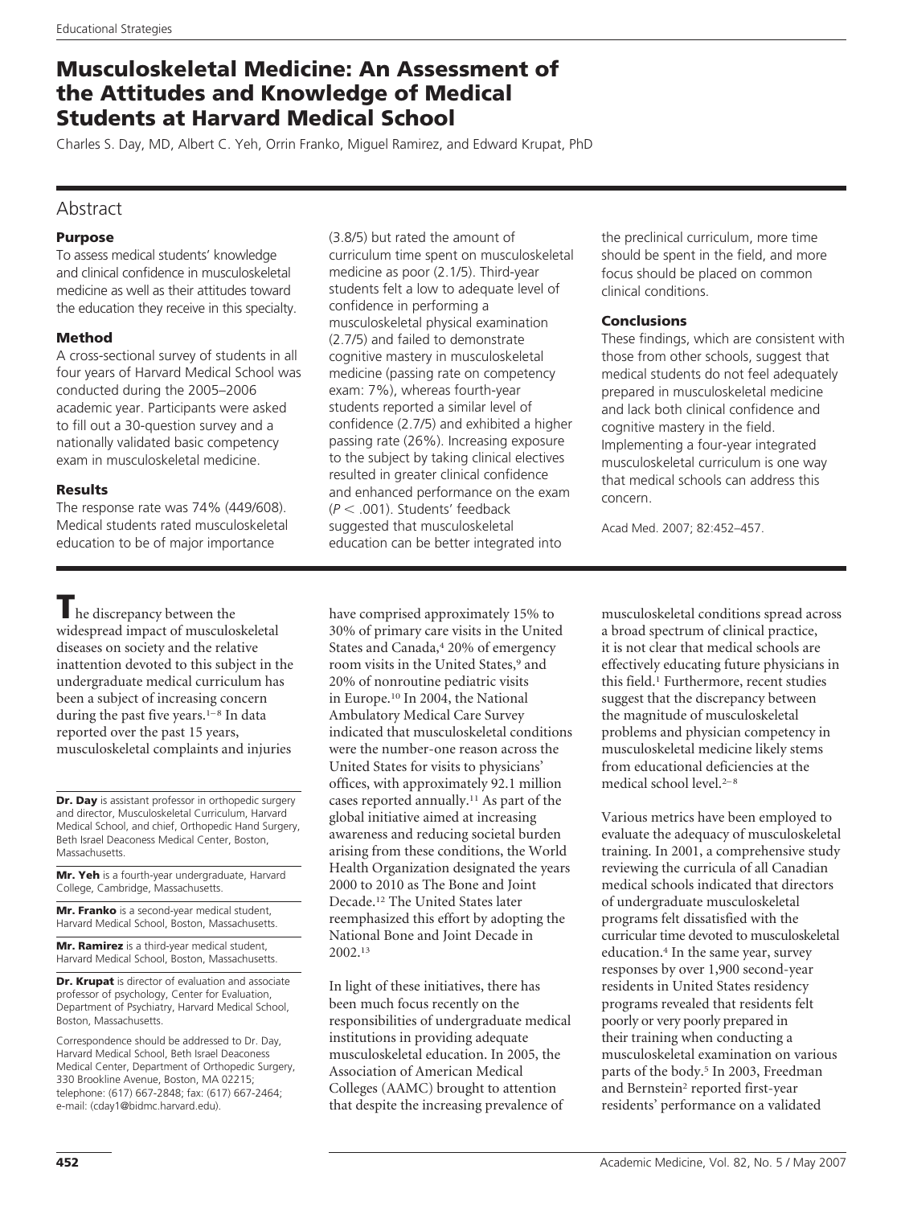# Musculoskeletal Medicine: An Assessment of the Attitudes and Knowledge of Medical Students at Harvard Medical School

Charles S. Day, MD, Albert C. Yeh, Orrin Franko, Miguel Ramirez, and Edward Krupat, PhD

## Abstract

### Purpose

To assess medical students' knowledge and clinical confidence in musculoskeletal medicine as well as their attitudes toward the education they receive in this specialty.

### Method

A cross-sectional survey of students in all four years of Harvard Medical School was conducted during the 2005–2006 academic year. Participants were asked to fill out a 30-question survey and a nationally validated basic competency exam in musculoskeletal medicine.

### Results

The response rate was 74% (449/608). Medical students rated musculoskeletal education to be of major importance (3.8/5) but rated the amount of curriculum time spent on musculoskeletal medicine as poor (2.1/5). Third-year students felt a low to adequate level of confidence in performing a musculoskeletal physical examination (2.7/5) and failed to demonstrate cognitive mastery in musculoskeletal medicine (passing rate on competency exam: 7%), whereas fourth-year students reported a similar level of confidence (2.7/5) and exhibited a higher passing rate (26%). Increasing exposure to the subject by taking clinical electives resulted in greater clinical confidence and enhanced performance on the exam ($P < .001$). Students' feedback suggested that musculoskeletal education can be better integrated into the preclinical curriculum, more time should be spent in the field, and more focus should be placed on common clinical conditions.

### Conclusions

These findings, which are consistent with those from other schools, suggest that medical students do not feel adequately prepared in musculoskeletal medicine and lack both clinical confidence and cognitive mastery in the field. Implementing a four-year integrated musculoskeletal curriculum is one way that medical schools can address this concern.

Acad Med. 2007; 82:452–457.

---

The discrepancy between the widespread impact of musculoskeletal diseases on society and the relative inattention devoted to this subject in the undergraduate medical curriculum has been a subject of increasing concern during the past five years.[1–8] In data reported over the past 15 years, musculoskeletal complaints and injuries have comprised approximately 15% to 30% of primary care visits in the United States and Canada,[4] 20% of emergency room visits in the United States,[9] and 20% of nonroutine pediatric visits in Europe.[10] In 2004, the National Ambulatory Medical Care Survey indicated that musculoskeletal conditions were the number-one reason across the United States for visits to physicians' offices, with approximately 92.1 million cases reported annually.[11] As part of the global initiative aimed at increasing awareness and reducing societal burden arising from these conditions, the World Health Organization designated the years 2000 to 2010 as The Bone and Joint Decade.[12] The United States later reemphasized this effort by adopting the National Bone and Joint Decade in 2002.[13]

In light of these initiatives, there has been much focus recently on the responsibilities of undergraduate medical institutions in providing adequate musculoskeletal education. In 2005, the Association of American Medical Colleges (AAMC) brought to attention that despite the increasing prevalence of musculoskeletal conditions spread across a broad spectrum of clinical practice, it is not clear that medical schools are effectively educating future physicians in this field.[1] Furthermore, recent studies suggest that the discrepancy between the magnitude of musculoskeletal problems and physician competency in musculoskeletal medicine likely stems from educational deficiencies at the medical school level.[2–8]

Various metrics have been employed to evaluate the adequacy of musculoskeletal training. In 2001, a comprehensive study reviewing the curricula of all Canadian medical schools indicated that directors of undergraduate musculoskeletal programs felt dissatisfied with the curricular time devoted to musculoskeletal education.[4] In the same year, survey responses by over 1,900 second-year residents in United States residency programs revealed that residents felt poorly or very poorly prepared in their training when conducting a musculoskeletal examination on various parts of the body.[5] In 2003, Freedman and Bernstein[2] reported first-year residents' performance on a validated

---

**Dr. Day** is assistant professor in orthopedic surgery and director, Musculoskeletal Curriculum, Harvard Medical School, and chief, Orthopedic Hand Surgery, Beth Israel Deaconess Medical Center, Boston, Massachusetts.

**Mr. Yeh** is a fourth-year undergraduate, Harvard College, Cambridge, Massachusetts.

**Mr. Franko** is a second-year medical student, Harvard Medical School, Boston, Massachusetts.

**Mr. Ramirez** is a third-year medical student, Harvard Medical School, Boston, Massachusetts.

**Dr. Krupat** is director of evaluation and associate professor of psychology, Center for Evaluation, Department of Psychiatry, Harvard Medical School, Boston, Massachusetts.

Correspondence should be addressed to Dr. Day, Harvard Medical School, Beth Israel Deaconess Medical Center, Department of Orthopedic Surgery, 330 Brookline Avenue, Boston, MA 02215; telephone: (617) 667-2848; fax: (617) 667-2464; e-mail: (cday1@bidmc.harvard.edu).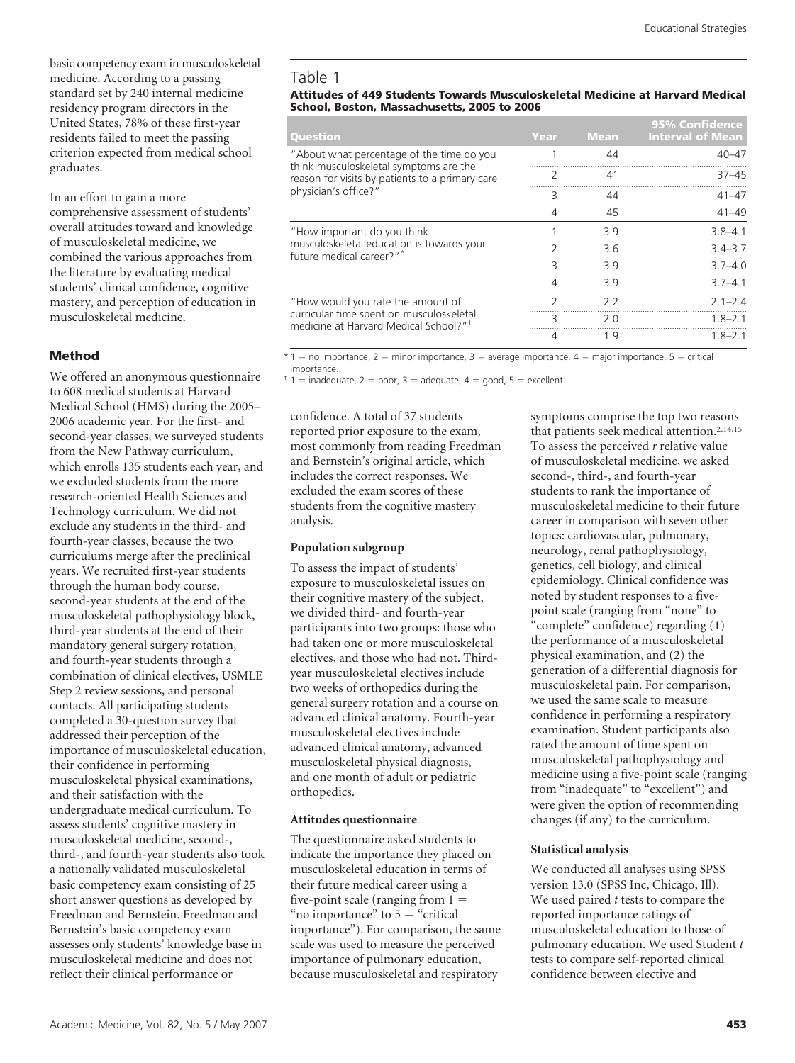basic competency exam in musculoskeletal medicine. According to a passing standard set by 240 internal medicine residency program directors in the United States, 78% of these first-year residents failed to meet the passing criterion expected from medical school graduates.

In an effort to gain a more comprehensive assessment of students' overall attitudes toward and knowledge of musculoskeletal medicine, we combined the various approaches from the literature by evaluating medical students' clinical confidence, cognitive mastery, and perception of education in musculoskeletal medicine.

## Method

We offered an anonymous questionnaire to 608 medical students at Harvard Medical School (HMS) during the 2005–2006 academic year. For the first- and second-year classes, we surveyed students from the New Pathway curriculum, which enrolls 135 students each year, and we excluded students from the more research-oriented Health Sciences and Technology curriculum. We did not exclude any students in the third- and fourth-year classes, because the two curriculums merge after the preclinical years. We recruited first-year students through the human body course, second-year students at the end of the musculoskeletal pathophysiology block, third-year students at the end of their mandatory general surgery rotation, and fourth-year students through a combination of clinical electives, USMLE Step 2 review sessions, and personal contacts. All participating students completed a 30-question survey that addressed their perception of the importance of musculoskeletal education, their confidence in performing musculoskeletal physical examinations, and their satisfaction with the undergraduate medical curriculum. To assess students' cognitive mastery in musculoskeletal medicine, second-, third-, and fourth-year students also took a nationally validated musculoskeletal basic competency exam consisting of 25 short answer questions as developed by Freedman and Bernstein. Freedman and Bernstein's basic competency exam assesses only students' knowledge base in musculoskeletal medicine and does not reflect their clinical performance or confidence. A total of 37 students reported prior exposure to the exam, most commonly from reading Freedman and Bernstein's original article, which includes the correct responses. We excluded the exam scores of these students from the cognitive mastery analysis.

**Table 1**

**Attitudes of 449 Students Towards Musculoskeletal Medicine at Harvard Medical School, Boston, Massachusetts, 2005 to 2006**

| Question | Year | Mean | 95% Confidence Interval of Mean |
|---|---|---|---|
| "About what percentage of the time do you think musculoskeletal symptoms are the reason for visits by patients to a primary care physician's office?" | 1 | 44 | 40–47 |
| | 2 | 41 | 37–45 |
| | 3 | 44 | 41–47 |
| | 4 | 45 | 41–49 |
| "How important do you think musculoskeletal education is towards your future medical career?"* | 1 | 3.9 | 3.8–4.1 |
| | 2 | 3.6 | 3.4–3.7 |
| | 3 | 3.9 | 3.7–4.0 |
| | 4 | 3.9 | 3.7–4.1 |
| "How would you rate the amount of curricular time spent on musculoskeletal medicine at Harvard Medical School?"† | 2 | 2.2 | 2.1–2.4 |
| | 3 | 2.0 | 1.8–2.1 |
| | 4 | 1.9 | 1.8–2.1 |

\* 1 = no importance, 2 = minor importance, 3 = average importance, 4 = major importance, 5 = critical importance.
† 1 = inadequate, 2 = poor, 3 = adequate, 4 = good, 5 = excellent.

### Population subgroup

To assess the impact of students' exposure to musculoskeletal issues on their cognitive mastery of the subject, we divided third- and fourth-year participants into two groups: those who had taken one or more musculoskeletal electives, and those who had not. Third-year musculoskeletal electives include two weeks of orthopedics during the general surgery rotation and a course on advanced clinical anatomy. Fourth-year musculoskeletal electives include advanced clinical anatomy, advanced musculoskeletal physical diagnosis, and one month of adult or pediatric orthopedics.

### Attitudes questionnaire

The questionnaire asked students to indicate the importance they placed on musculoskeletal education in terms of their future medical career using a five-point scale (ranging from 1 = "no importance" to 5 = "critical importance"). For comparison, the same scale was used to measure the perceived importance of pulmonary education, because musculoskeletal and respiratory symptoms comprise the top two reasons that patients seek medical attention.[2,14,15] To assess the perceived *r* relative value of musculoskeletal medicine, we asked second-, third-, and fourth-year students to rank the importance of musculoskeletal medicine to their future career in comparison with seven other topics: cardiovascular, pulmonary, neurology, renal pathophysiology, genetics, cell biology, and clinical epidemiology. Clinical confidence was noted by student responses to a five-point scale (ranging from "none" to "complete" confidence) regarding (1) the performance of a musculoskeletal physical examination, and (2) the generation of a differential diagnosis for musculoskeletal pain. For comparison, we used the same scale to measure confidence in performing a respiratory examination. Student participants also rated the amount of time spent on musculoskeletal pathophysiology and medicine using a five-point scale (ranging from "inadequate" to "excellent") and were given the option of recommending changes (if any) to the curriculum.

### Statistical analysis

We conducted all analyses using SPSS version 13.0 (SPSS Inc, Chicago, Ill). We used paired *t* tests to compare the reported importance ratings of musculoskeletal education to those of pulmonary education. We used Student *t* tests to compare self-reported clinical confidence between elective and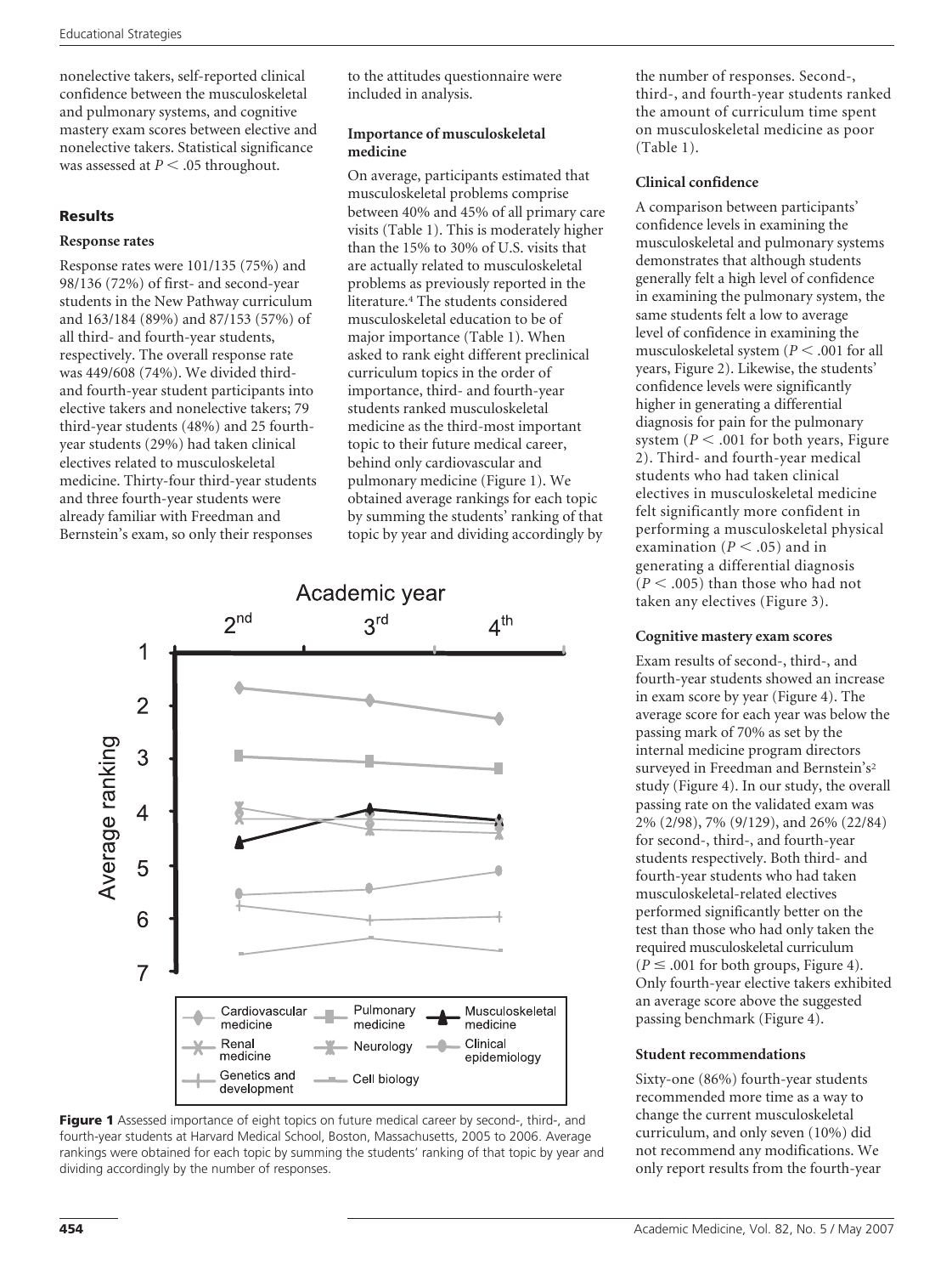nonelective takers, self-reported clinical confidence between the musculoskeletal and pulmonary systems, and cognitive mastery exam scores between elective and nonelective takers. Statistical significance was assessed at $P < .05$ throughout.

## Results

### Response rates

Response rates were 101/135 (75%) and 98/136 (72%) of first- and second-year students in the New Pathway curriculum and 163/184 (89%) and 87/153 (57%) of all third- and fourth-year students, respectively. The overall response rate was 449/608 (74%). We divided third- and fourth-year student participants into elective takers and nonelective takers; 79 third-year students (48%) and 25 fourth-year students (29%) had taken clinical electives related to musculoskeletal medicine. Thirty-four third-year students and three fourth-year students were already familiar with Freedman and Bernstein's exam, so only their responses to the attitudes questionnaire were included in analysis.

### Importance of musculoskeletal medicine

On average, participants estimated that musculoskeletal problems comprise between 40% and 45% of all primary care visits (Table 1). This is moderately higher than the 15% to 30% of U.S. visits that are actually related to musculoskeletal problems as previously reported in the literature.[4] The students considered musculoskeletal education to be of major importance (Table 1). When asked to rank eight different preclinical curriculum topics in the order of importance, third- and fourth-year students ranked musculoskeletal medicine as the third-most important topic to their future medical career, behind only cardiovascular and pulmonary medicine (Figure 1). We obtained average rankings for each topic by summing the students' ranking of that topic by year and dividing accordingly by the number of responses. Second-, third-, and fourth-year students ranked the amount of curriculum time spent on musculoskeletal medicine as poor (Table 1).

**Figure 1** Assessed importance of eight topics on future medical career by second-, third-, and fourth-year students at Harvard Medical School, Boston, Massachusetts, 2005 to 2006. Average rankings were obtained for each topic by summing the students' ranking of that topic by year and dividing accordingly by the number of responses.

### Clinical confidence

A comparison between participants' confidence levels in examining the musculoskeletal and pulmonary systems demonstrates that although students generally felt a high level of confidence in examining the pulmonary system, the same students felt a low to average level of confidence in examining the musculoskeletal system ($P < .001$ for all years, Figure 2). Likewise, the students' confidence levels were significantly higher in generating a differential diagnosis for pain for the pulmonary system ($P < .001$ for both years, Figure 2). Third- and fourth-year medical students who had taken clinical electives in musculoskeletal medicine felt significantly more confident in performing a musculoskeletal physical examination ($P < .05$) and in generating a differential diagnosis ($P < .005$) than those who had not taken any electives (Figure 3).

### Cognitive mastery exam scores

Exam results of second-, third-, and fourth-year students showed an increase in exam score by year (Figure 4). The average score for each year was below the passing mark of 70% as set by the internal medicine program directors surveyed in Freedman and Bernstein's[2] study (Figure 4). In our study, the overall passing rate on the validated exam was 2% (2/98), 7% (9/129), and 26% (22/84) for second-, third-, and fourth-year students respectively. Both third- and fourth-year students who had taken musculoskeletal-related electives performed significantly better on the test than those who had only taken the required musculoskeletal curriculum ($P \leq .001$ for both groups, Figure 4). Only fourth-year elective takers exhibited an average score above the suggested passing benchmark (Figure 4).

### Student recommendations

Sixty-one (86%) fourth-year students recommended more time as a way to change the current musculoskeletal curriculum, and only seven (10%) did not recommend any modifications. We only report results from the fourth-year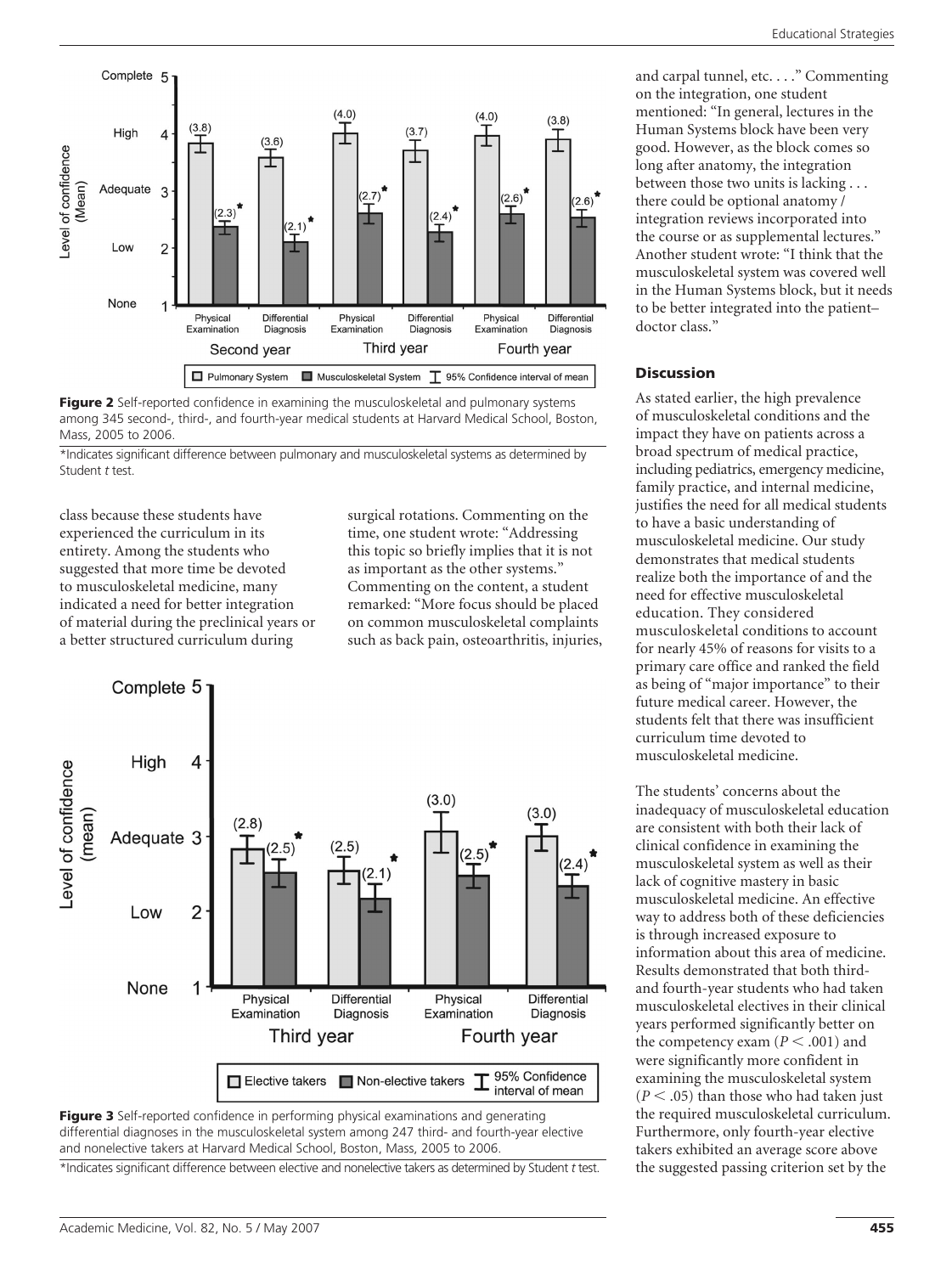**Figure 2** Self-reported confidence in examining the musculoskeletal and pulmonary systems among 345 second-, third-, and fourth-year medical students at Harvard Medical School, Boston, Mass, 2005 to 2006.

*Indicates significant difference between pulmonary and musculoskeletal systems as determined by Student *t* test.

class because these students have experienced the curriculum in its entirety. Among the students who suggested that more time be devoted to musculoskeletal medicine, many indicated a need for better integration of material during the preclinical years or a better structured curriculum during surgical rotations. Commenting on the time, one student wrote: "Addressing this topic so briefly implies that it is not as important as the other systems." Commenting on the content, a student remarked: "More focus should be placed on common musculoskeletal complaints such as back pain, osteoarthritis, injuries, and carpal tunnel, etc. . . ." Commenting on the integration, one student mentioned: "In general, lectures in the Human Systems block have been very good. However, as the block comes so long after anatomy, the integration between those two units is lacking . . . there could be optional anatomy / integration reviews incorporated into the course or as supplemental lectures." Another student wrote: "I think that the musculoskeletal system was covered well in the Human Systems block, but it needs to be better integrated into the patient–doctor class."

**Figure 3** Self-reported confidence in performing physical examinations and generating differential diagnoses in the musculoskeletal system among 247 third- and fourth-year elective and nonelective takers at Harvard Medical School, Boston, Mass, 2005 to 2006.

*Indicates significant difference between elective and nonelective takers as determined by Student *t* test.

## Discussion

As stated earlier, the high prevalence of musculoskeletal conditions and the impact they have on patients across a broad spectrum of medical practice, including pediatrics, emergency medicine, family practice, and internal medicine, justifies the need for all medical students to have a basic understanding of musculoskeletal medicine. Our study demonstrates that medical students realize both the importance of and the need for effective musculoskeletal education. They considered musculoskeletal conditions to account for nearly 45% of reasons for visits to a primary care office and ranked the field as being of "major importance" to their future medical career. However, the students felt that there was insufficient curriculum time devoted to musculoskeletal medicine.

The students' concerns about the inadequacy of musculoskeletal education are consistent with both their lack of clinical confidence in examining the musculoskeletal system as well as their lack of cognitive mastery in basic musculoskeletal medicine. An effective way to address both of these deficiencies is through increased exposure to information about this area of medicine. Results demonstrated that both third- and fourth-year students who had taken musculoskeletal electives in their clinical years performed significantly better on the competency exam ($P < .001$) and were significantly more confident in examining the musculoskeletal system ($P < .05$) than those who had taken just the required musculoskeletal curriculum. Furthermore, only fourth-year elective takers exhibited an average score above the suggested passing criterion set by the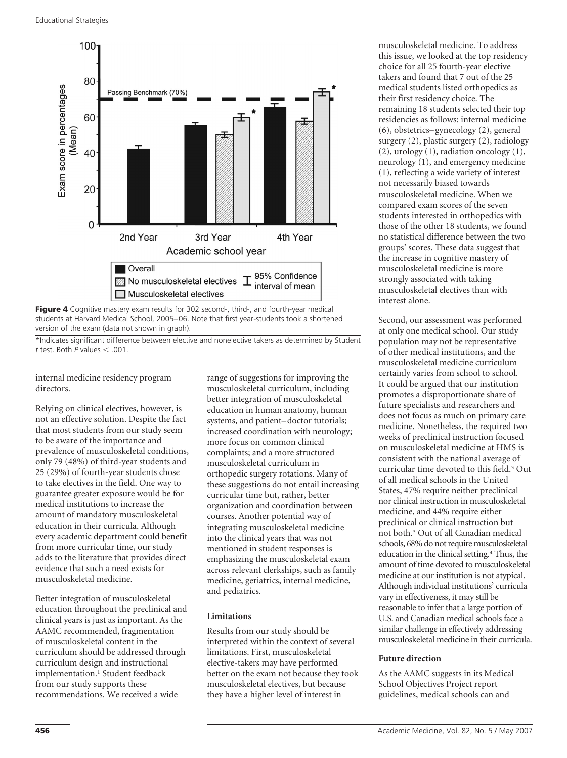**Figure 4** Cognitive mastery exam results for 302 second-, third-, and fourth-year medical students at Harvard Medical School, 2005–06. Note that first year-students took a shortened version of the exam (data not shown in graph).

*Indicates significant difference between elective and nonelective takers as determined by Student *t* test. Both *P* values $< .001$.

internal medicine residency program directors.

Relying on clinical electives, however, is not an effective solution. Despite the fact that most students from our study seem to be aware of the importance and prevalence of musculoskeletal conditions, only 79 (48%) of third-year students and 25 (29%) of fourth-year students chose to take electives in the field. One way to guarantee greater exposure would be for medical institutions to increase the amount of mandatory musculoskeletal education in their curricula. Although every academic department could benefit from more curricular time, our study adds to the literature that provides direct evidence that such a need exists for musculoskeletal medicine.

Better integration of musculoskeletal education throughout the preclinical and clinical years is just as important. As the AAMC recommended, fragmentation of musculoskeletal content in the curriculum should be addressed through curriculum design and instructional implementation.[1] Student feedback from our study supports these recommendations. We received a wide range of suggestions for improving the musculoskeletal curriculum, including better integration of musculoskeletal education in human anatomy, human systems, and patient–doctor tutorials; increased coordination with neurology; more focus on common clinical complaints; and a more structured musculoskeletal curriculum in orthopedic surgery rotations. Many of these suggestions do not entail increasing curricular time but, rather, better organization and coordination between courses. Another potential way of integrating musculoskeletal medicine into the clinical years that was not mentioned in student responses is emphasizing the musculoskeletal exam across relevant clerkships, such as family medicine, geriatrics, internal medicine, and pediatrics.

### Limitations

Results from our study should be interpreted within the context of several limitations. First, musculoskeletal elective-takers may have performed better on the exam not because they took musculoskeletal electives, but because they have a higher level of interest in musculoskeletal medicine. To address this issue, we looked at the top residency choice for all 25 fourth-year elective takers and found that 7 out of the 25 medical students listed orthopedics as their first residency choice. The remaining 18 students selected their top residencies as follows: internal medicine (6), obstetrics–gynecology (2), general surgery (2), plastic surgery (2), radiology (2), urology (1), radiation oncology (1), neurology (1), and emergency medicine (1), reflecting a wide variety of interest not necessarily biased towards musculoskeletal medicine. When we compared exam scores of the seven students interested in orthopedics with those of the other 18 students, we found no statistical difference between the two groups' scores. These data suggest that the increase in cognitive mastery of musculoskeletal medicine is more strongly associated with taking musculoskeletal electives than with interest alone.

Second, our assessment was performed at only one medical school. Our study population may not be representative of other medical institutions, and the musculoskeletal medicine curriculum certainly varies from school to school. It could be argued that our institution promotes a disproportionate share of future specialists and researchers and does not focus as much on primary care medicine. Nonetheless, the required two weeks of preclinical instruction focused on musculoskeletal medicine at HMS is consistent with the national average of curricular time devoted to this field.[3] Out of all medical schools in the United States, 47% require neither preclinical nor clinical instruction in musculoskeletal medicine, and 44% require either preclinical or clinical instruction but not both.[3] Out of all Canadian medical schools, 68% do not require musculoskeletal education in the clinical setting.[4] Thus, the amount of time devoted to musculoskeletal medicine at our institution is not atypical. Although individual institutions' curricula vary in effectiveness, it may still be reasonable to infer that a large portion of U.S. and Canadian medical schools face a similar challenge in effectively addressing musculoskeletal medicine in their curricula.

### Future direction

As the AAMC suggests in its Medical School Objectives Project report guidelines, medical schools can and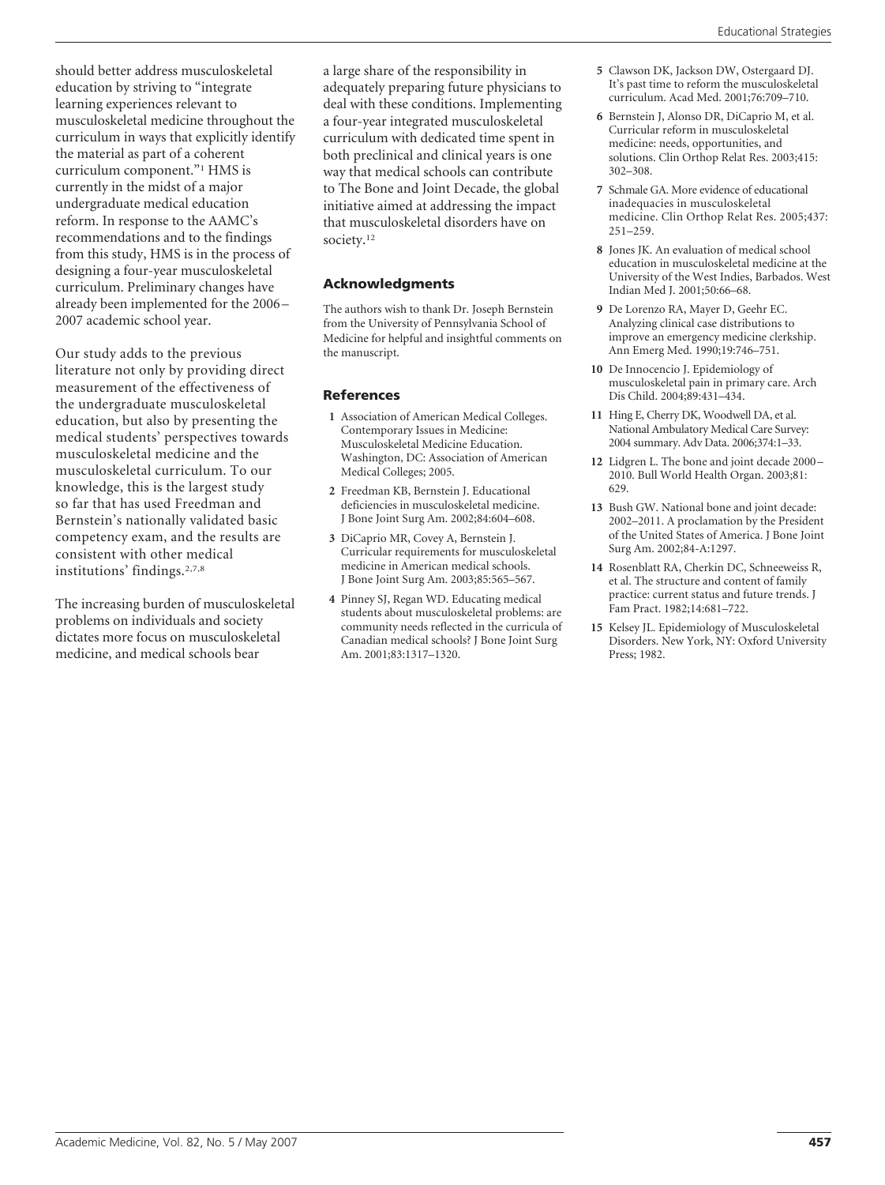should better address musculoskeletal education by striving to "integrate learning experiences relevant to musculoskeletal medicine throughout the curriculum in ways that explicitly identify the material as part of a coherent curriculum component."[1] HMS is currently in the midst of a major undergraduate medical education reform. In response to the AAMC's recommendations and to the findings from this study, HMS is in the process of designing a four-year musculoskeletal curriculum. Preliminary changes have already been implemented for the 2006–2007 academic school year.

Our study adds to the previous literature not only by providing direct measurement of the effectiveness of the undergraduate musculoskeletal education, but also by presenting the medical students' perspectives towards musculoskeletal medicine and the musculoskeletal curriculum. To our knowledge, this is the largest study so far that has used Freedman and Bernstein's nationally validated basic competency exam, and the results are consistent with other medical institutions' findings.[2,7,8]

The increasing burden of musculoskeletal problems on individuals and society dictates more focus on musculoskeletal medicine, and medical schools bear a large share of the responsibility in adequately preparing future physicians to deal with these conditions. Implementing a four-year integrated musculoskeletal curriculum with dedicated time spent in both preclinical and clinical years is one way that medical schools can contribute to The Bone and Joint Decade, the global initiative aimed at addressing the impact that musculoskeletal disorders have on society.[12]

## Acknowledgments

The authors wish to thank Dr. Joseph Bernstein from the University of Pennsylvania School of Medicine for helpful and insightful comments on the manuscript.

## References

1. Association of American Medical Colleges. Contemporary Issues in Medicine: Musculoskeletal Medicine Education. Washington, DC: Association of American Medical Colleges; 2005.
2. Freedman KB, Bernstein J. Educational deficiencies in musculoskeletal medicine. J Bone Joint Surg Am. 2002;84:604–608.
3. DiCaprio MR, Covey A, Bernstein J. Curricular requirements for musculoskeletal medicine in American medical schools. J Bone Joint Surg Am. 2003;85:565–567.
4. Pinney SJ, Regan WD. Educating medical students about musculoskeletal problems: are community needs reflected in the curricula of Canadian medical schools? J Bone Joint Surg Am. 2001;83:1317–1320.
5. Clawson DK, Jackson DW, Ostergaard DJ. It's past time to reform the musculoskeletal curriculum. Acad Med. 2001;76:709–710.
6. Bernstein J, Alonso DR, DiCaprio M, et al. Curricular reform in musculoskeletal medicine: needs, opportunities, and solutions. Clin Orthop Relat Res. 2003;415:302–308.
7. Schmale GA. More evidence of educational inadequacies in musculoskeletal medicine. Clin Orthop Relat Res. 2005;437:251–259.
8. Jones JK. An evaluation of medical school education in musculoskeletal medicine at the University of the West Indies, Barbados. West Indian Med J. 2001;50:66–68.
9. De Lorenzo RA, Mayer D, Geehr EC. Analyzing clinical case distributions to improve an emergency medicine clerkship. Ann Emerg Med. 1990;19:746–751.
10. De Innocencio J. Epidemiology of musculoskeletal pain in primary care. Arch Dis Child. 2004;89:431–434.
11. Hing E, Cherry DK, Woodwell DA, et al. National Ambulatory Medical Care Survey: 2004 summary. Adv Data. 2006;374:1–33.
12. Lidgren L. The bone and joint decade 2000–2010. Bull World Health Organ. 2003;81:629.
13. Bush GW. National bone and joint decade: 2002–2011. A proclamation by the President of the United States of America. J Bone Joint Surg Am. 2002;84-A:1297.
14. Rosenblatt RA, Cherkin DC, Schneeweiss R, et al. The structure and content of family practice: current status and future trends. J Fam Pract. 1982;14:681–722.
15. Kelsey JL. Epidemiology of Musculoskeletal Disorders. New York, NY: Oxford University Press; 1982.